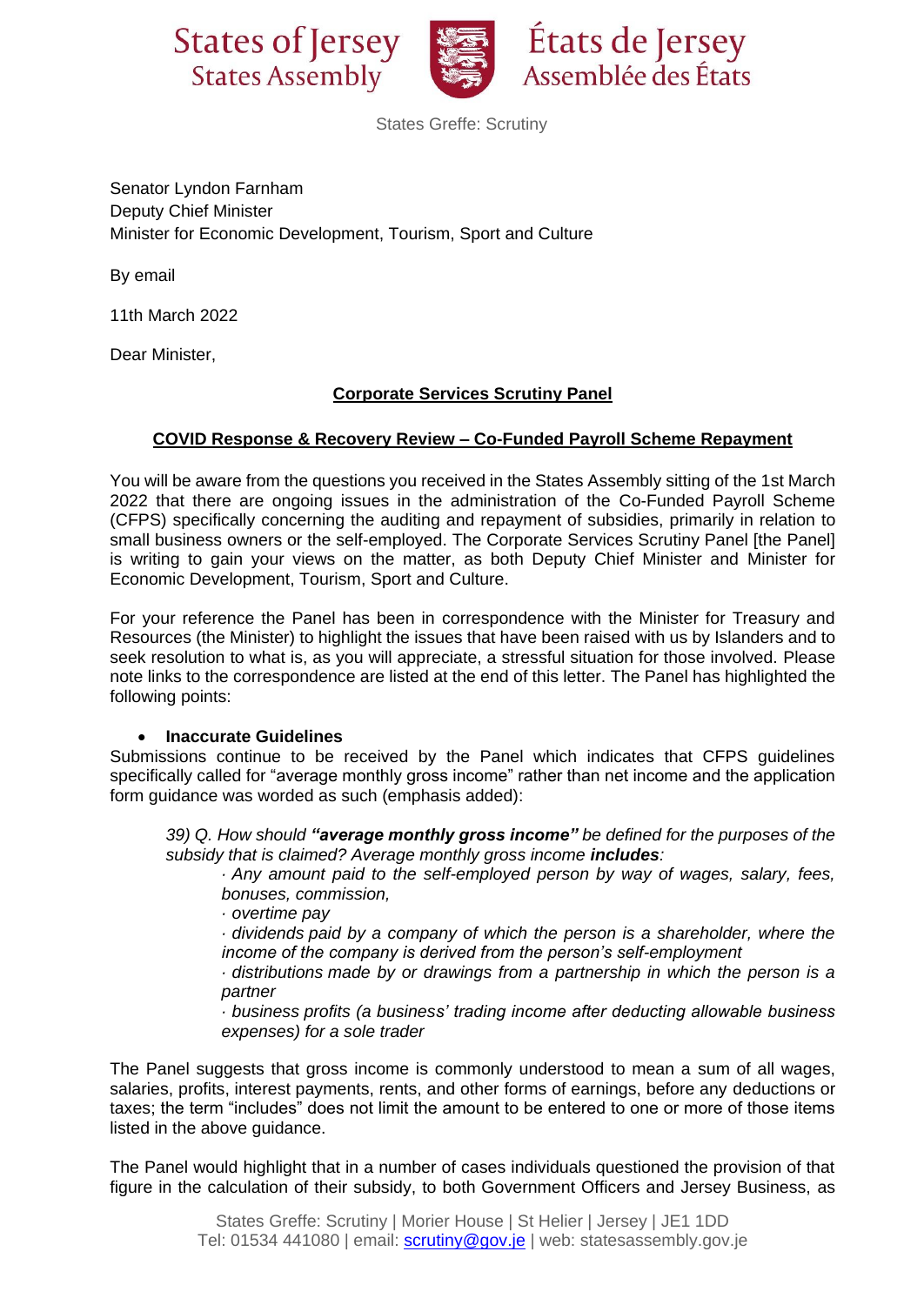States of Jersey
States Assembly

États de Jersey
Assemblée des États

States Greffe: Scrutiny

Senator Lyndon Farnham
Deputy Chief Minister
Minister for Economic Development, Tourism, Sport and Culture

By email

11th March 2022

Dear Minister,

**Corporate Services Scrutiny Panel**

**COVID Response & Recovery Review – Co-Funded Payroll Scheme Repayment**

You will be aware from the questions you received in the States Assembly sitting of the 1st March 2022 that there are ongoing issues in the administration of the Co-Funded Payroll Scheme (CFPS) specifically concerning the auditing and repayment of subsidies, primarily in relation to small business owners or the self-employed. The Corporate Services Scrutiny Panel [the Panel] is writing to gain your views on the matter, as both Deputy Chief Minister and Minister for Economic Development, Tourism, Sport and Culture.

For your reference the Panel has been in correspondence with the Minister for Treasury and Resources (the Minister) to highlight the issues that have been raised with us by Islanders and to seek resolution to what is, as you will appreciate, a stressful situation for those involved. Please note links to the correspondence are listed at the end of this letter. The Panel has highlighted the following points:

- **Inaccurate Guidelines**

Submissions continue to be received by the Panel which indicates that CFPS guidelines specifically called for "average monthly gross income" rather than net income and the application form guidance was worded as such (emphasis added):

> *39) Q. How should **"average monthly gross income"** be defined for the purposes of the subsidy that is claimed? Average monthly gross income **includes**:*
>
> *· Any amount paid to the self-employed person by way of wages, salary, fees, bonuses, commission,*
>
> *· overtime pay*
>
> *· dividends paid by a company of which the person is a shareholder, where the income of the company is derived from the person's self-employment*
>
> *· distributions made by or drawings from a partnership in which the person is a partner*
>
> *· business profits (a business' trading income after deducting allowable business expenses) for a sole trader*

The Panel suggests that gross income is commonly understood to mean a sum of all wages, salaries, profits, interest payments, rents, and other forms of earnings, before any deductions or taxes; the term "includes" does not limit the amount to be entered to one or more of those items listed in the above guidance.

The Panel would highlight that in a number of cases individuals questioned the provision of that figure in the calculation of their subsidy, to both Government Officers and Jersey Business, as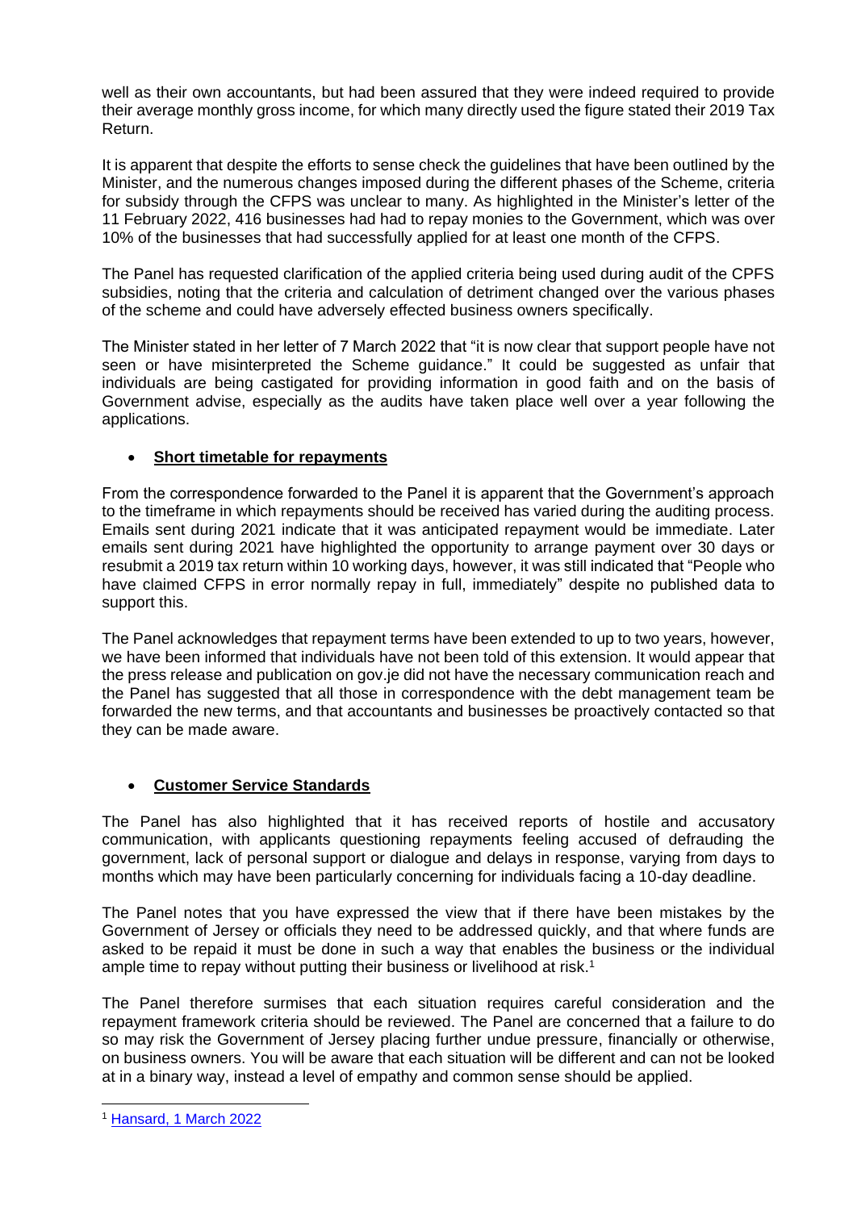well as their own accountants, but had been assured that they were indeed required to provide their average monthly gross income, for which many directly used the figure stated their 2019 Tax Return.

It is apparent that despite the efforts to sense check the guidelines that have been outlined by the Minister, and the numerous changes imposed during the different phases of the Scheme, criteria for subsidy through the CFPS was unclear to many. As highlighted in the Minister's letter of the 11 February 2022, 416 businesses had had to repay monies to the Government, which was over 10% of the businesses that had successfully applied for at least one month of the CFPS.

The Panel has requested clarification of the applied criteria being used during audit of the CPFS subsidies, noting that the criteria and calculation of detriment changed over the various phases of the scheme and could have adversely effected business owners specifically.

The Minister stated in her letter of 7 March 2022 that "it is now clear that support people have not seen or have misinterpreted the Scheme guidance." It could be suggested as unfair that individuals are being castigated for providing information in good faith and on the basis of Government advise, especially as the audits have taken place well over a year following the applications.

- **Short timetable for repayments**

From the correspondence forwarded to the Panel it is apparent that the Government's approach to the timeframe in which repayments should be received has varied during the auditing process. Emails sent during 2021 indicate that it was anticipated repayment would be immediate. Later emails sent during 2021 have highlighted the opportunity to arrange payment over 30 days or resubmit a 2019 tax return within 10 working days, however, it was still indicated that "People who have claimed CFPS in error normally repay in full, immediately" despite no published data to support this.

The Panel acknowledges that repayment terms have been extended to up to two years, however, we have been informed that individuals have not been told of this extension. It would appear that the press release and publication on gov.je did not have the necessary communication reach and the Panel has suggested that all those in correspondence with the debt management team be forwarded the new terms, and that accountants and businesses be proactively contacted so that they can be made aware.

- **Customer Service Standards**

The Panel has also highlighted that it has received reports of hostile and accusatory communication, with applicants questioning repayments feeling accused of defrauding the government, lack of personal support or dialogue and delays in response, varying from days to months which may have been particularly concerning for individuals facing a 10-day deadline.

The Panel notes that you have expressed the view that if there have been mistakes by the Government of Jersey or officials they need to be addressed quickly, and that where funds are asked to be repaid it must be done in such a way that enables the business or the individual ample time to repay without putting their business or livelihood at risk.[1]

The Panel therefore surmises that each situation requires careful consideration and the repayment framework criteria should be reviewed. The Panel are concerned that a failure to do so may risk the Government of Jersey placing further undue pressure, financially or otherwise, on business owners. You will be aware that each situation will be different and can not be looked at in a binary way, instead a level of empathy and common sense should be applied.

[1] Hansard, 1 March 2022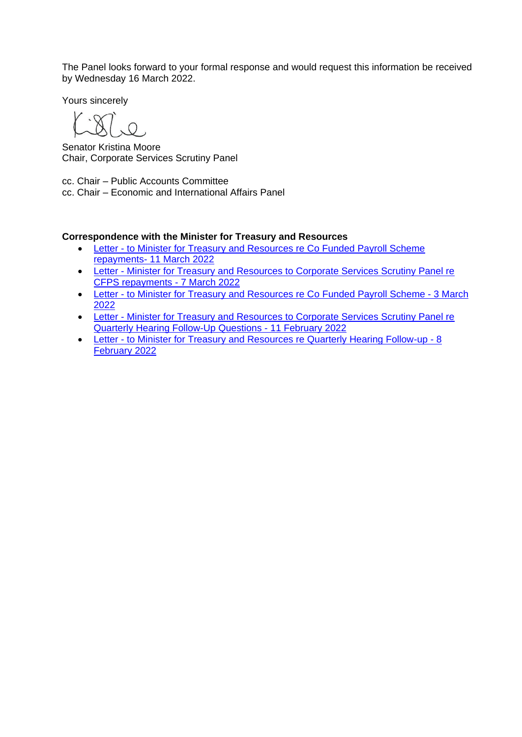The Panel looks forward to your formal response and would request this information be received by Wednesday 16 March 2022.

Yours sincerely

Senator Kristina Moore
Chair, Corporate Services Scrutiny Panel

cc. Chair – Public Accounts Committee
cc. Chair – Economic and International Affairs Panel

**Correspondence with the Minister for Treasury and Resources**

- Letter - to Minister for Treasury and Resources re Co Funded Payroll Scheme repayments- 11 March 2022
- Letter - Minister for Treasury and Resources to Corporate Services Scrutiny Panel re CFPS repayments - 7 March 2022
- Letter - to Minister for Treasury and Resources re Co Funded Payroll Scheme - 3 March 2022
- Letter - Minister for Treasury and Resources to Corporate Services Scrutiny Panel re Quarterly Hearing Follow-Up Questions - 11 February 2022
- Letter - to Minister for Treasury and Resources re Quarterly Hearing Follow-up - 8 February 2022